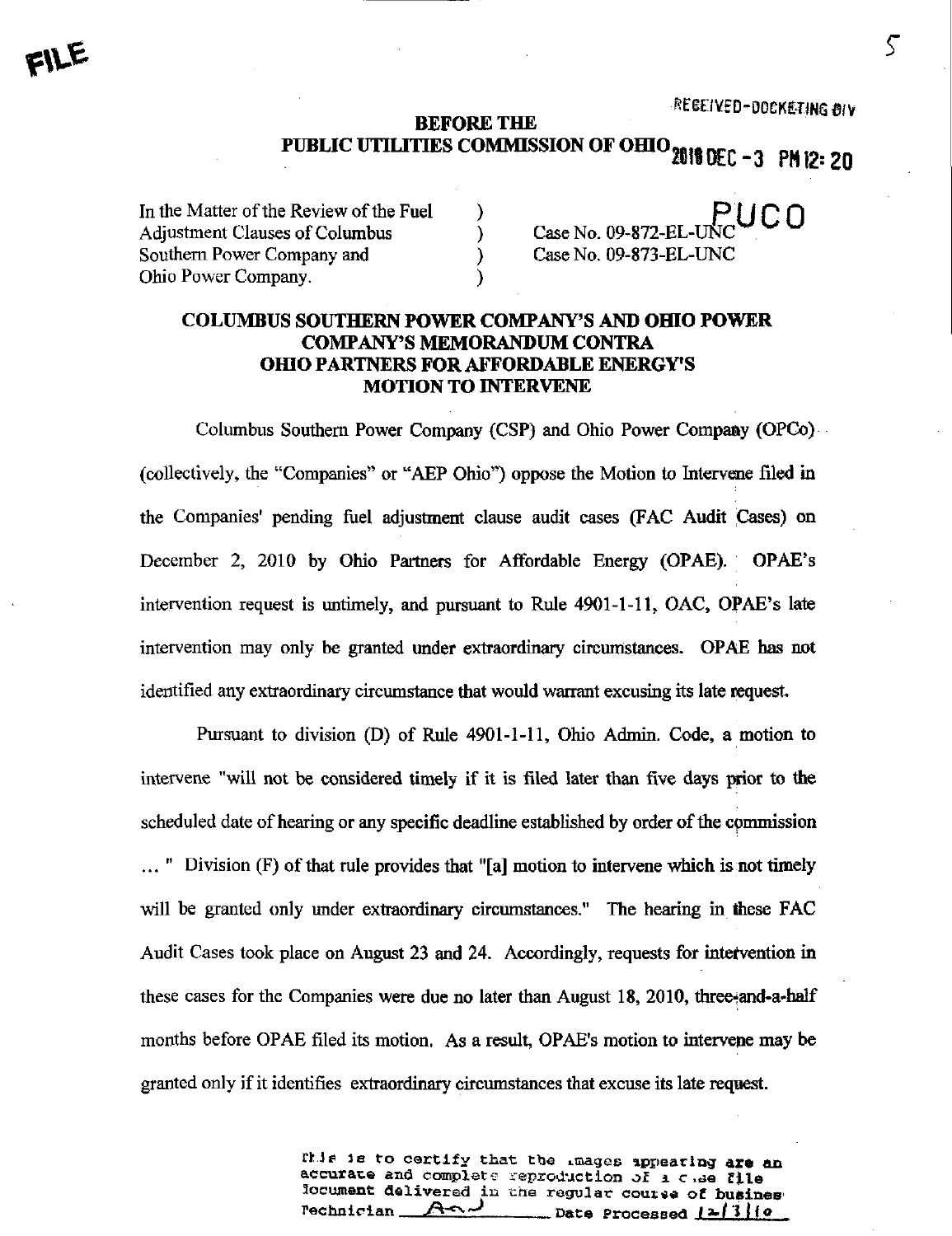FILE

RECEIVED-DOCKETING DIV

**BEFORE THE**
**PUBLIC UTILITIES COMMISSION OF OHIO** 2010 DEC -3 PM 12: 20

PUCO

| | | |
|---|---|---|
| In the Matter of the Review of the Fuel Adjustment Clauses of Columbus Southern Power Company and Ohio Power Company. | ) ) ) ) | Case No. 09-872-EL-UNC Case No. 09-873-EL-UNC |

## COLUMBUS SOUTHERN POWER COMPANY'S AND OHIO POWER COMPANY'S MEMORANDUM CONTRA OHIO PARTNERS FOR AFFORDABLE ENERGY'S MOTION TO INTERVENE

Columbus Southern Power Company (CSP) and Ohio Power Company (OPCo) (collectively, the "Companies" or "AEP Ohio") oppose the Motion to Intervene filed in the Companies' pending fuel adjustment clause audit cases (FAC Audit Cases) on December 2, 2010 by Ohio Partners for Affordable Energy (OPAE). OPAE's intervention request is untimely, and pursuant to Rule 4901-1-11, OAC, OPAE's late intervention may only be granted under extraordinary circumstances. OPAE has not identified any extraordinary circumstance that would warrant excusing its late request.

Pursuant to division (D) of Rule 4901-1-11, Ohio Admin. Code, a motion to intervene "will not be considered timely if it is filed later than five days prior to the scheduled date of hearing or any specific deadline established by order of the commission ... " Division (F) of that rule provides that "[a] motion to intervene which is not timely will be granted only under extraordinary circumstances." The hearing in these FAC Audit Cases took place on August 23 and 24. Accordingly, requests for intervention in these cases for the Companies were due no later than August 18, 2010, three-and-a-half months before OPAE filed its motion. As a result, OPAE's motion to intervene may be granted only if it identifies extraordinary circumstances that excuse its late request.

This is to certify that the images appearing are an accurate and complete reproduction of a case file document delivered in the regular course of business. Technician ___ Date Processed 12/3/10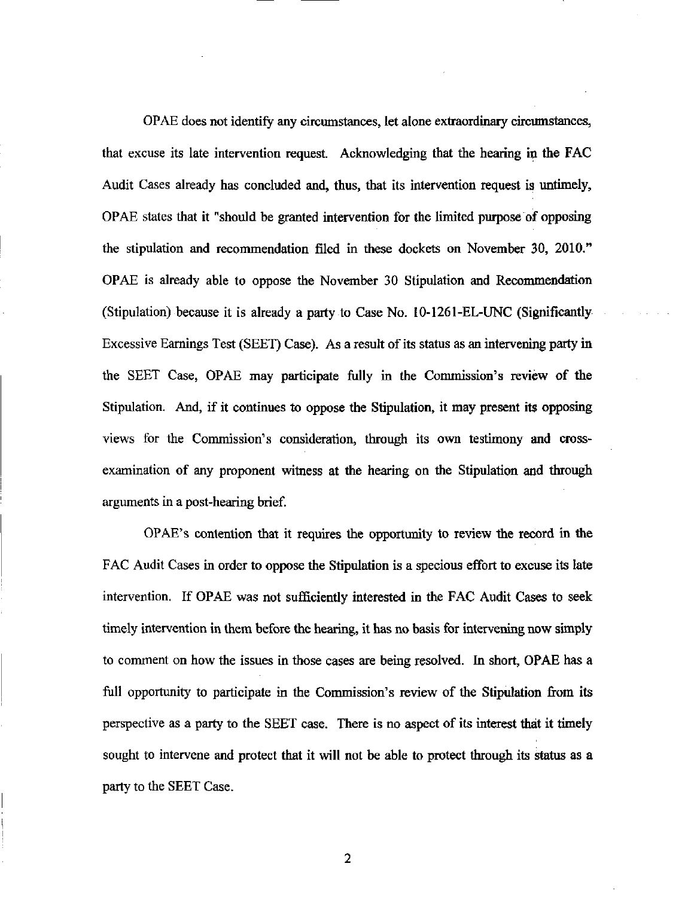OPAE does not identify any circumstances, let alone extraordinary circumstances, that excuse its late intervention request. Acknowledging that the hearing in the FAC Audit Cases already has concluded and, thus, that its intervention request is untimely, OPAE states that it "should be granted intervention for the limited purpose of opposing the stipulation and recommendation filed in these dockets on November 30, 2010." OPAE is already able to oppose the November 30 Stipulation and Recommendation (Stipulation) because it is already a party to Case No. 10-1261-EL-UNC (Significantly Excessive Earnings Test (SEET) Case). As a result of its status as an intervening party in the SEET Case, OPAE may participate fully in the Commission's review of the Stipulation. And, if it continues to oppose the Stipulation, it may present its opposing views for the Commission's consideration, through its own testimony and cross-examination of any proponent witness at the hearing on the Stipulation and through arguments in a post-hearing brief.

OPAE's contention that it requires the opportunity to review the record in the FAC Audit Cases in order to oppose the Stipulation is a specious effort to excuse its late intervention. If OPAE was not sufficiently interested in the FAC Audit Cases to seek timely intervention in them before the hearing, it has no basis for intervening now simply to comment on how the issues in those cases are being resolved. In short, OPAE has a full opportunity to participate in the Commission's review of the Stipulation from its perspective as a party to the SEET case. There is no aspect of its interest that it timely sought to intervene and protect that it will not be able to protect through its status as a party to the SEET Case.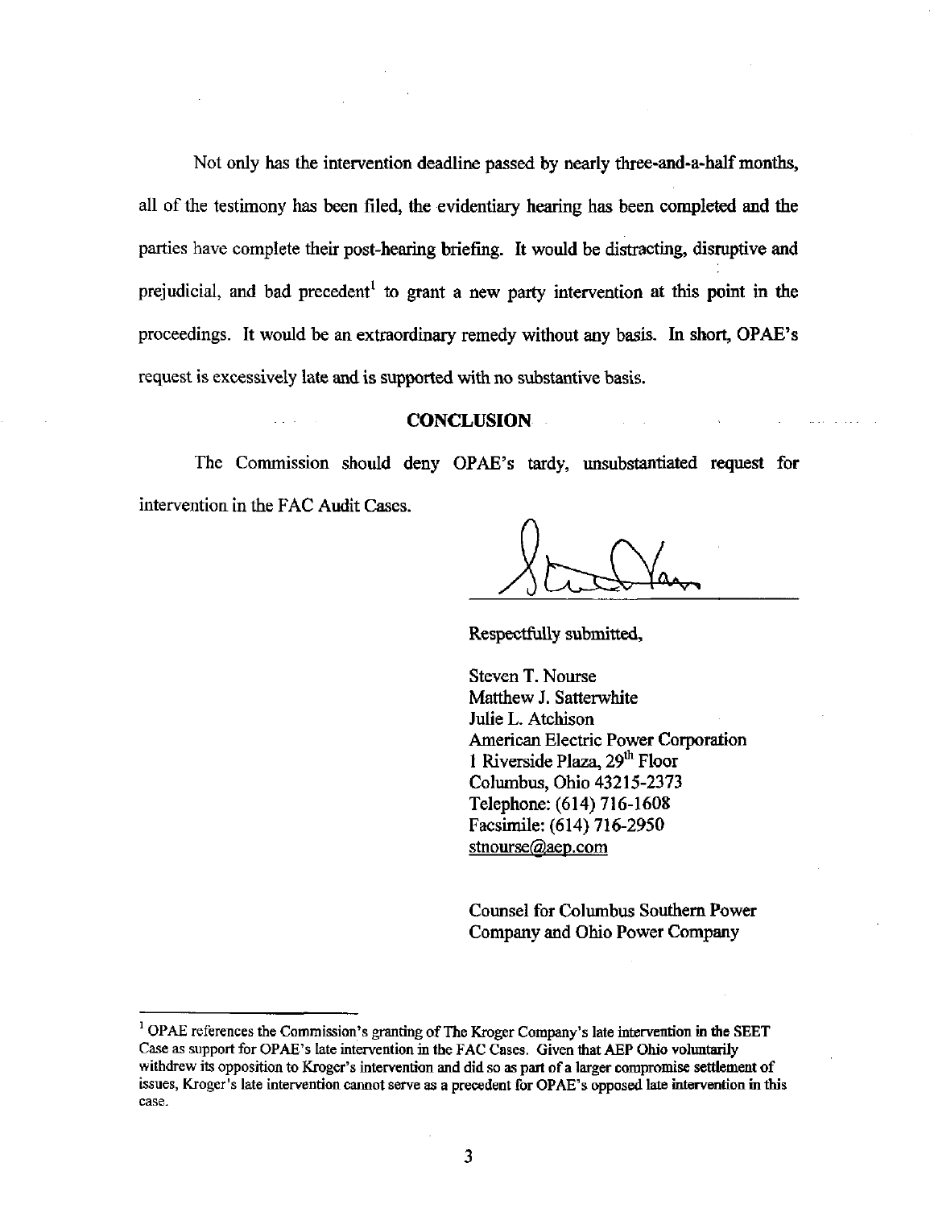Not only has the intervention deadline passed by nearly three-and-a-half months, all of the testimony has been filed, the evidentiary hearing has been completed and the parties have complete their post-hearing briefing. It would be distracting, disruptive and prejudicial, and bad precedent[1] to grant a new party intervention at this point in the proceedings. It would be an extraordinary remedy without any basis. In short, OPAE's request is excessively late and is supported with no substantive basis.

## CONCLUSION

The Commission should deny OPAE's tardy, unsubstantiated request for intervention in the FAC Audit Cases.

Respectfully submitted,

Steven T. Nourse
Matthew J. Satterwhite
Julie L. Atchison
American Electric Power Corporation
1 Riverside Plaza, 29th Floor
Columbus, Ohio 43215-2373
Telephone: (614) 716-1608
Facsimile: (614) 716-2950
stnourse@aep.com

Counsel for Columbus Southern Power Company and Ohio Power Company

---

[1] OPAE references the Commission's granting of The Kroger Company's late intervention in the SEET Case as support for OPAE's late intervention in the FAC Cases. Given that AEP Ohio voluntarily withdrew its opposition to Kroger's intervention and did so as part of a larger compromise settlement of issues, Kroger's late intervention cannot serve as a precedent for OPAE's opposed late intervention in this case.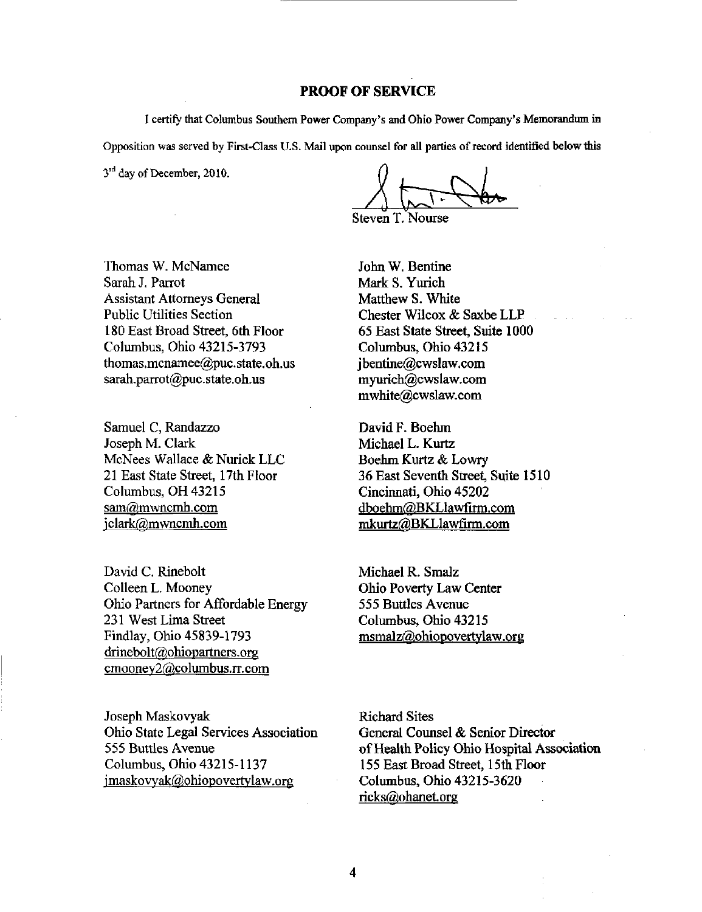## PROOF OF SERVICE

I certify that Columbus Southern Power Company's and Ohio Power Company's Memorandum in Opposition was served by First-Class U.S. Mail upon counsel for all parties of record identified below this 3rd day of December, 2010.

Steven T. Nourse

Thomas W. McNamee
Sarah J. Parrot
Assistant Attorneys General
Public Utilities Section
180 East Broad Street, 6th Floor
Columbus, Ohio 43215-3793
thomas.mcnamee@puc.state.oh.us
sarah.parrot@puc.state.oh.us

John W. Bentine
Mark S. Yurich
Matthew S. White
Chester Wilcox & Saxbe LLP
65 East State Street, Suite 1000
Columbus, Ohio 43215
jbentine@cwslaw.com
myurich@cwslaw.com
mwhite@cwslaw.com

Samuel C, Randazzo
Joseph M. Clark
McNees Wallace & Nurick LLC
21 East State Street, 17th Floor
Columbus, OH 43215
sam@mwncmh.com
jclark@mwncmh.com

David F. Boehm
Michael L. Kurtz
Boehm Kurtz & Lowry
36 East Seventh Street, Suite 1510
Cincinnati, Ohio 45202
dboehm@BKLlawfirm.com
mkurtz@BKLlawfirm.com

David C. Rinebolt
Colleen L. Mooney
Ohio Partners for Affordable Energy
231 West Lima Street
Findlay, Ohio 45839-1793
drinebolt@ohiopartners.org
cmooney2@columbus.rr.com

Michael R. Smalz
Ohio Poverty Law Center
555 Buttles Avenue
Columbus, Ohio 43215
msmalz@ohiopovertylaw.org

Joseph Maskovyak
Ohio State Legal Services Association
555 Buttles Avenue
Columbus, Ohio 43215-1137
jmaskovyak@ohiopovertylaw.org

Richard Sites
General Counsel & Senior Director
of Health Policy Ohio Hospital Association
155 East Broad Street, 15th Floor
Columbus, Ohio 43215-3620
ricks@ohanet.org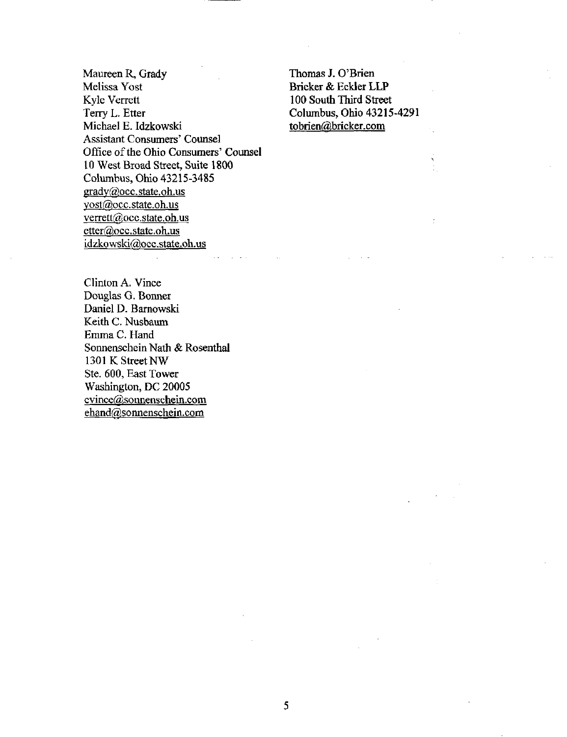Maureen R, Grady
Melissa Yost
Kyle Verrett
Terry L. Etter
Michael E. Idzkowski
Assistant Consumers' Counsel
Office of the Ohio Consumers' Counsel
10 West Broad Street, Suite 1800
Columbus, Ohio 43215-3485
grady@occ.state.oh.us
yost@occ.state.oh.us
verrett@occ.state.oh.us
etter@occ.state.oh.us
idzkowski@occ.state.oh.us

Thomas J. O'Brien
Bricker & Eckler LLP
100 South Third Street
Columbus, Ohio 43215-4291
tobrien@bricker.com

Clinton A. Vince
Douglas G. Bonner
Daniel D. Barnowski
Keith C. Nusbaum
Emma C. Hand
Sonnenschein Nath & Rosenthal
1301 K Street NW
Ste. 600, East Tower
Washington, DC 20005
cvince@sonnenschein.com
ehand@sonnenschein.com